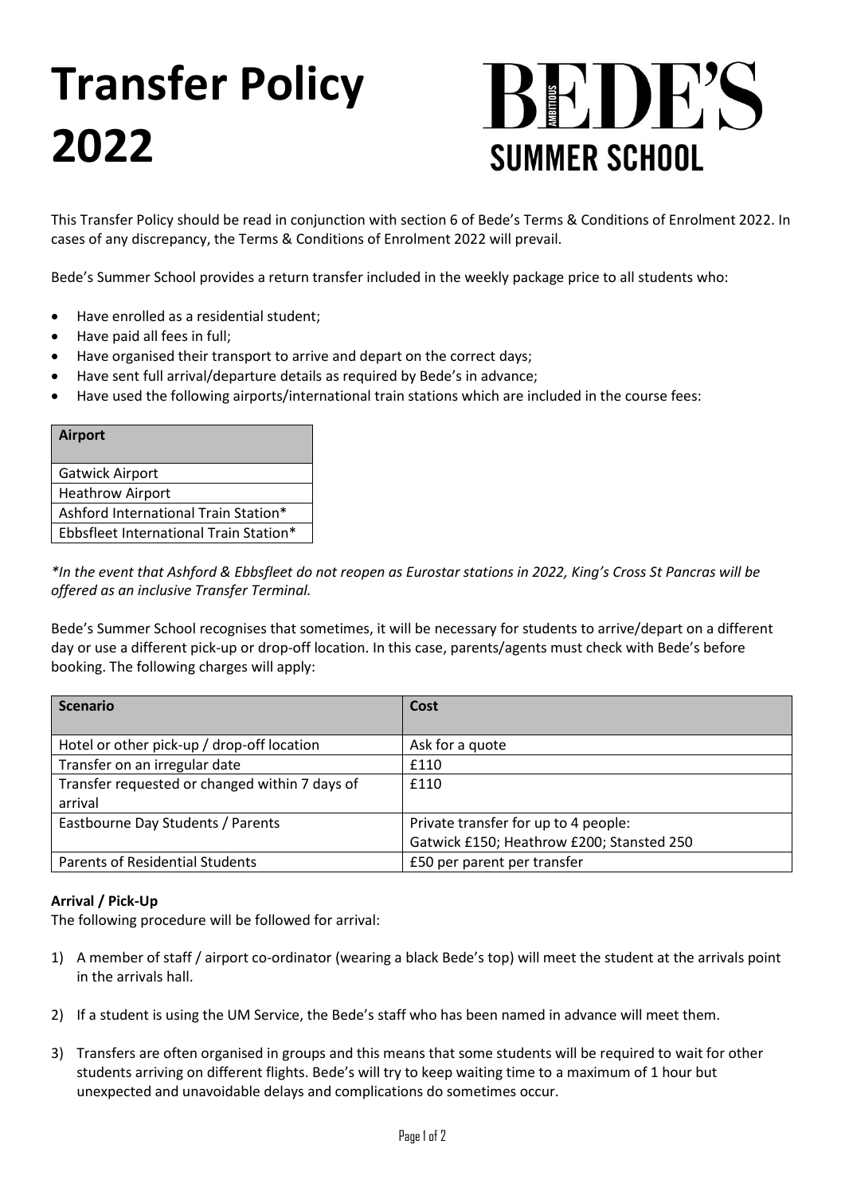# Transfer Policy 2022

BEDE'S SUMMER SCHOOL

This Transfer Policy should be read in conjunction with section 6 of Bede's Terms & Conditions of Enrolment 2022. In cases of any discrepancy, the Terms & Conditions of Enrolment 2022 will prevail.

Bede's Summer School provides a return transfer included in the weekly package price to all students who:

- Have enrolled as a residential student;
- Have paid all fees in full;
- Have organised their transport to arrive and depart on the correct days;
- Have sent full arrival/departure details as required by Bede's in advance;
- Have used the following airports/international train stations which are included in the course fees:

| Airport |
| --- |
| Gatwick Airport |
| Heathrow Airport |
| Ashford International Train Station* |
| Ebbsfleet International Train Station* |

*\*In the event that Ashford & Ebbsfleet do not reopen as Eurostar stations in 2022, King's Cross St Pancras will be offered as an inclusive Transfer Terminal.*

Bede's Summer School recognises that sometimes, it will be necessary for students to arrive/depart on a different day or use a different pick-up or drop-off location. In this case, parents/agents must check with Bede's before booking. The following charges will apply:

| Scenario | Cost |
| --- | --- |
| Hotel or other pick-up / drop-off location | Ask for a quote |
| Transfer on an irregular date | £110 |
| Transfer requested or changed within 7 days of arrival | £110 |
| Eastbourne Day Students / Parents | Private transfer for up to 4 people: Gatwick £150; Heathrow £200; Stansted 250 |
| Parents of Residential Students | £50 per parent per transfer |

**Arrival / Pick-Up**

The following procedure will be followed for arrival:

1) A member of staff / airport co-ordinator (wearing a black Bede's top) will meet the student at the arrivals point in the arrivals hall.

2) If a student is using the UM Service, the Bede's staff who has been named in advance will meet them.

3) Transfers are often organised in groups and this means that some students will be required to wait for other students arriving on different flights. Bede's will try to keep waiting time to a maximum of 1 hour but unexpected and unavoidable delays and complications do sometimes occur.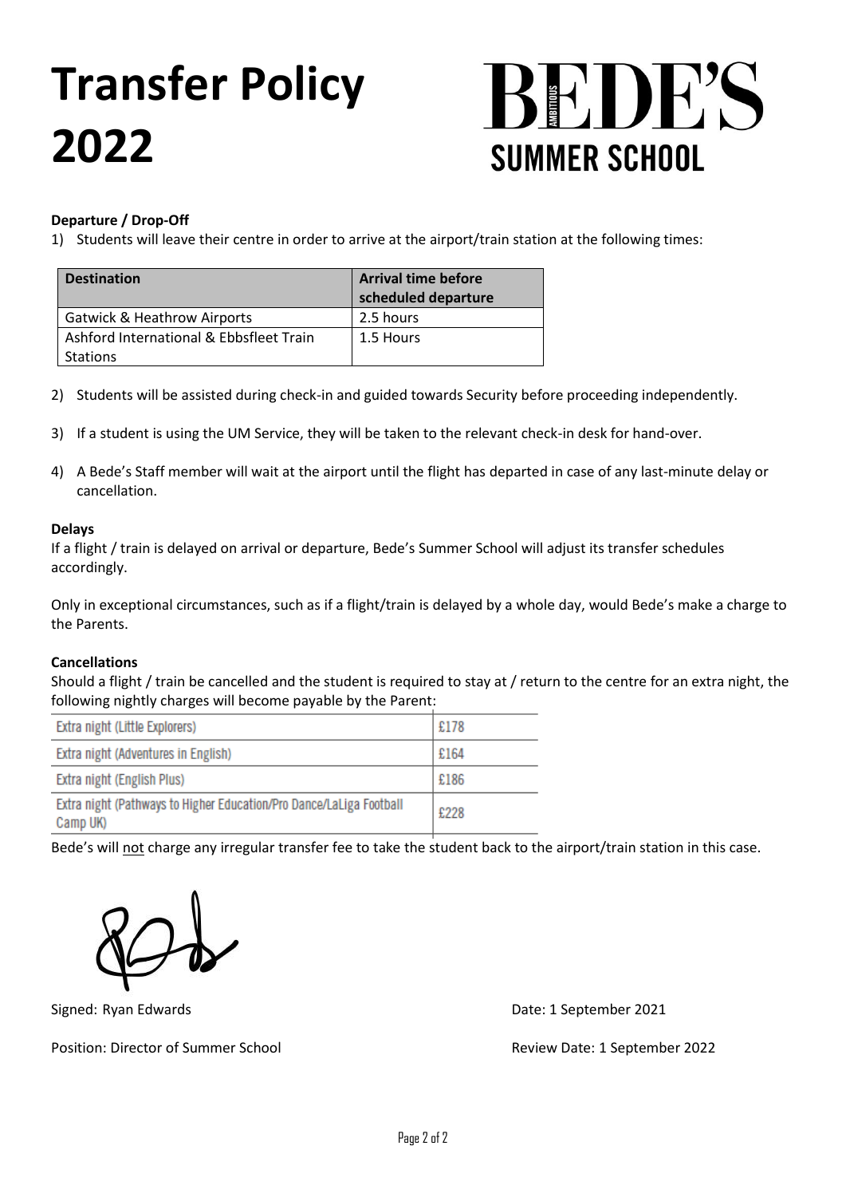# Transfer Policy 2022

BEDE'S SUMMER SCHOOL

**Departure / Drop-Off**

1) Students will leave their centre in order to arrive at the airport/train station at the following times:

| Destination | Arrival time before scheduled departure |
|---|---|
| Gatwick & Heathrow Airports | 2.5 hours |
| Ashford International & Ebbsfleet Train Stations | 1.5 Hours |

2) Students will be assisted during check-in and guided towards Security before proceeding independently.

3) If a student is using the UM Service, they will be taken to the relevant check-in desk for hand-over.

4) A Bede's Staff member will wait at the airport until the flight has departed in case of any last-minute delay or cancellation.

**Delays**

If a flight / train is delayed on arrival or departure, Bede's Summer School will adjust its transfer schedules accordingly.

Only in exceptional circumstances, such as if a flight/train is delayed by a whole day, would Bede's make a charge to the Parents.

**Cancellations**

Should a flight / train be cancelled and the student is required to stay at / return to the centre for an extra night, the following nightly charges will become payable by the Parent:

| | |
|---|---|
| Extra night (Little Explorers) | £178 |
| Extra night (Adventures in English) | £164 |
| Extra night (English Plus) | £186 |
| Extra night (Pathways to Higher Education/Pro Dance/LaLiga Football Camp UK) | £228 |

Bede's will not charge any irregular transfer fee to take the student back to the airport/train station in this case.

Signed: Ryan Edwards

Date: 1 September 2021

Position: Director of Summer School

Review Date: 1 September 2022